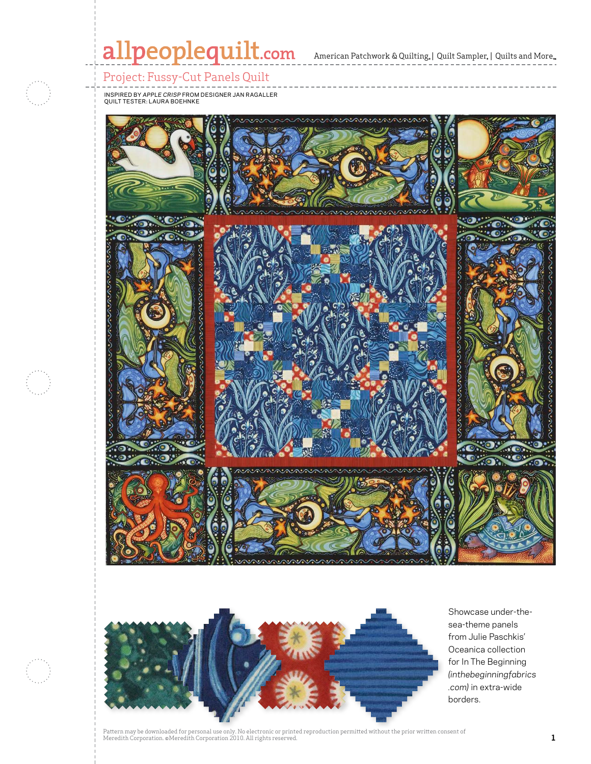allpeoplequilt.com American Patchwork & Quilting. | Quilt Sampler. | Quilts and More.

# Project: Fussy-Cut Panels Quilt

INSPIRED BY *APPLE CRISP* FROM DESIGNER JAN RAGALLER
QUILT TESTER: LAURA BOEHNKE

Showcase under-the-sea-theme panels from Julie Paschkis' Oceanica collection for In The Beginning *(inthebeginningfabrics.com)* in extra-wide borders.

Pattern may be downloaded for personal use only. No electronic or printed reproduction permitted without the prior written consent of Meredith Corporation. ©Meredith Corporation 2010. All rights reserved.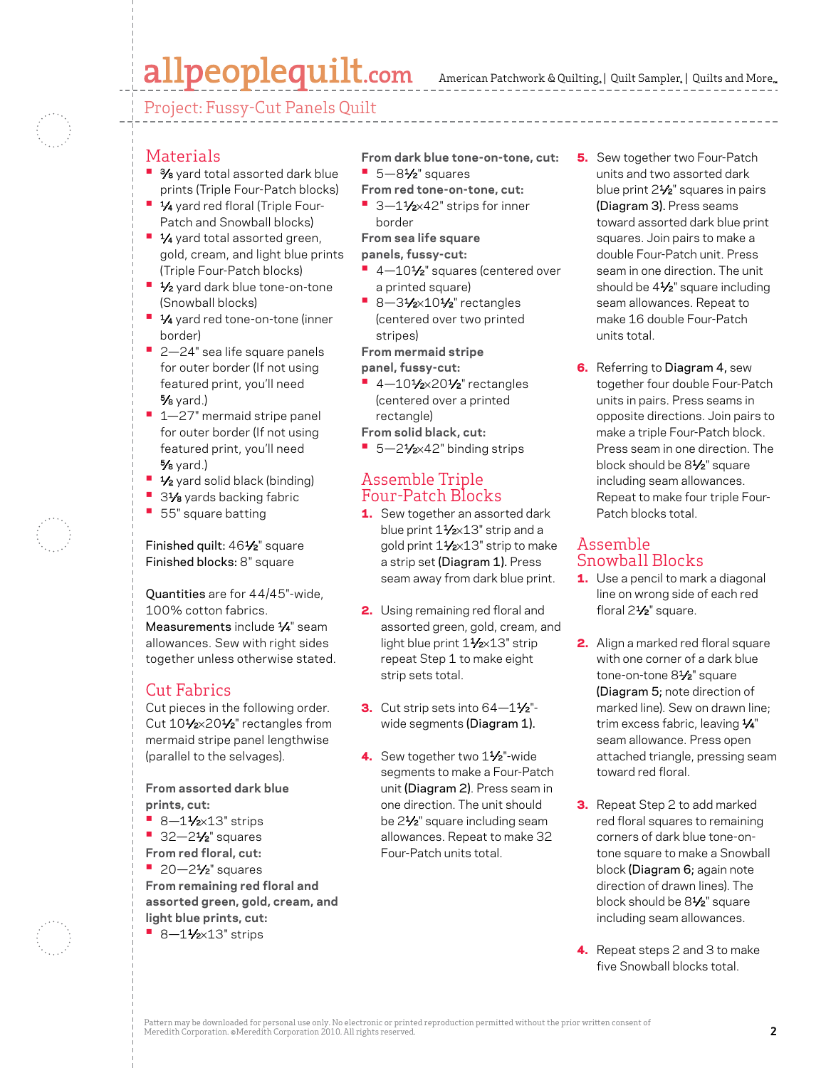Project: Fussy-Cut Panels Quilt

## Materials

- 3⁄8 yard total assorted dark blue prints (Triple Four-Patch blocks)
- 1⁄4 yard red floral (Triple Four-Patch and Snowball blocks)
- 1⁄4 yard total assorted green, gold, cream, and light blue prints (Triple Four-Patch blocks)
- 1⁄2 yard dark blue tone-on-tone (Snowball blocks)
- 1⁄4 yard red tone-on-tone (inner border)
- 2—24" sea life square panels for outer border (If not using featured print, you'll need 5⁄8 yard.)
- 1—27" mermaid stripe panel for outer border (If not using featured print, you'll need 5⁄8 yard.)
- 1⁄2 yard solid black (binding)
- 31⁄8 yards backing fabric
- 55" square batting

**Finished quilt:** 461⁄2" square
**Finished blocks:** 8" square

**Quantities** are for 44/45"-wide, 100% cotton fabrics.
**Measurements** include 1⁄4" seam allowances. Sew with right sides together unless otherwise stated.

## Cut Fabrics

Cut pieces in the following order. Cut 101⁄2×201⁄2" rectangles from mermaid stripe panel lengthwise (parallel to the selvages).

**From assorted dark blue prints, cut:**
- 8—11⁄2×13" strips
- 32—21⁄2" squares

**From red floral, cut:**
- 20—21⁄2" squares

**From remaining red floral and assorted green, gold, cream, and light blue prints, cut:**
- 8—11⁄2×13" strips

**From dark blue tone-on-tone, cut:**
- 5—81⁄2" squares

**From red tone-on-tone, cut:**
- 3—11⁄2×42" strips for inner border

**From sea life square panels, fussy-cut:**
- 4—101⁄2" squares (centered over a printed square)
- 8—31⁄2×101⁄2" rectangles (centered over two printed stripes)

**From mermaid stripe panel, fussy-cut:**
- 4—101⁄2×201⁄2" rectangles (centered over a printed rectangle)

**From solid black, cut:**
- 5—21⁄2×42" binding strips

## Assemble Triple Four-Patch Blocks

1. Sew together an assorted dark blue print 11⁄2×13" strip and a gold print 11⁄2×13" strip to make a strip set **(Diagram 1)**. Press seam away from dark blue print.
2. Using remaining red floral and assorted green, gold, cream, and light blue print 11⁄2×13" strip repeat Step 1 to make eight strip sets total.
3. Cut strip sets into 64—11⁄2"-wide segments **(Diagram 1)**.
4. Sew together two 11⁄2"-wide segments to make a Four-Patch unit **(Diagram 2)**. Press seam in one direction. The unit should be 21⁄2" square including seam allowances. Repeat to make 32 Four-Patch units total.
5. Sew together two Four-Patch units and two assorted dark blue print 21⁄2" squares in pairs **(Diagram 3)**. Press seams toward assorted dark blue print squares. Join pairs to make a double Four-Patch unit. Press seam in one direction. The unit should be 41⁄2" square including seam allowances. Repeat to make 16 double Four-Patch units total.
6. Referring to **Diagram 4**, sew together four double Four-Patch units in pairs. Press seams in opposite directions. Join pairs to make a triple Four-Patch block. Press seam in one direction. The block should be 81⁄2" square including seam allowances. Repeat to make four triple Four-Patch blocks total.

## Assemble Snowball Blocks

1. Use a pencil to mark a diagonal line on wrong side of each red floral 21⁄2" square.
2. Align a marked red floral square with one corner of a dark blue tone-on-tone 81⁄2" square **(Diagram 5;** note direction of marked line). Sew on drawn line; trim excess fabric, leaving 1⁄4" seam allowance. Press open attached triangle, pressing seam toward red floral.
3. Repeat Step 2 to add marked red floral squares to remaining corners of dark blue tone-on-tone square to make a Snowball block **(Diagram 6;** again note direction of drawn lines). The block should be 81⁄2" square including seam allowances.
4. Repeat steps 2 and 3 to make five Snowball blocks total.

Pattern may be downloaded for personal use only. No electronic or printed reproduction permitted without the prior written consent of Meredith Corporation. ©Meredith Corporation 2010. All rights reserved.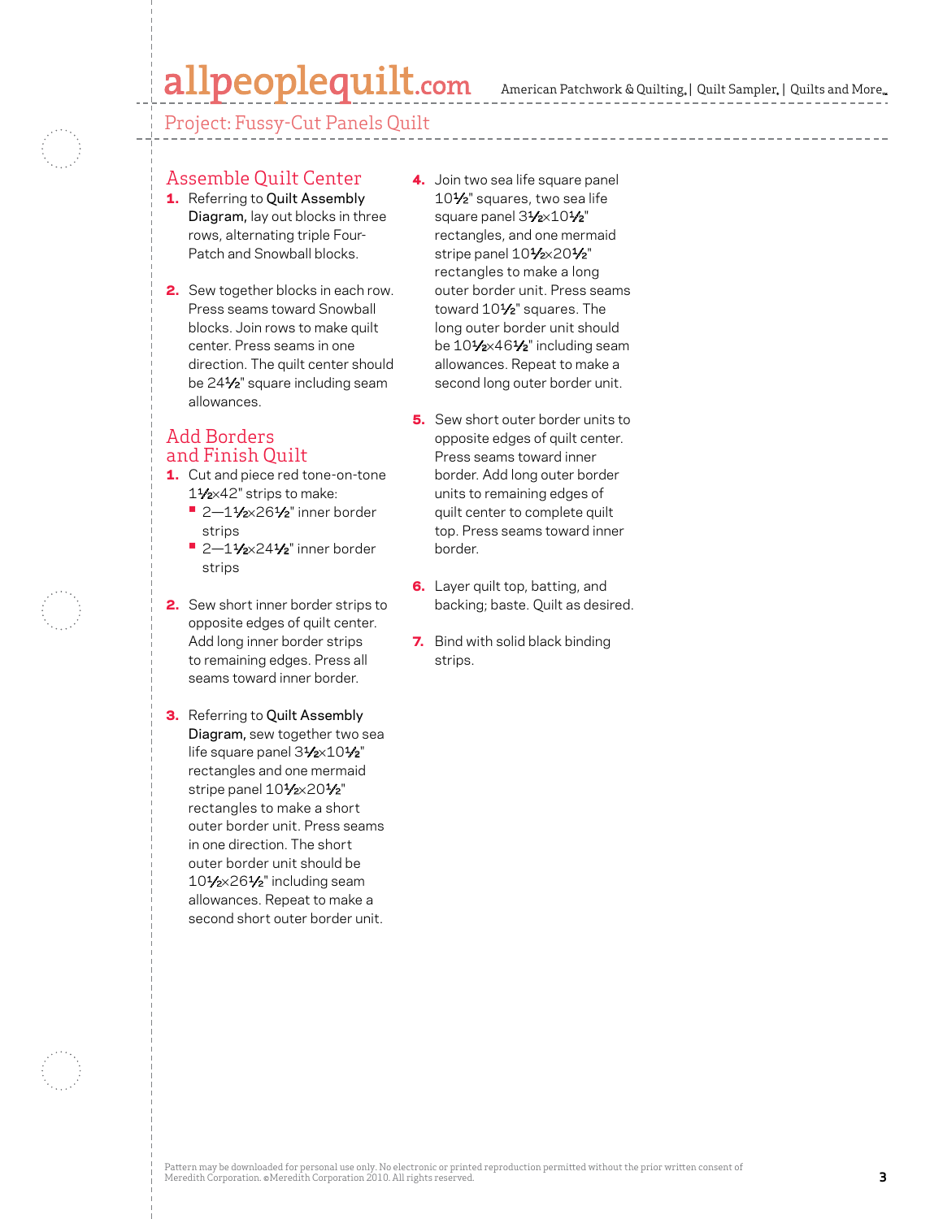## Project: Fussy-Cut Panels Quilt

### Assemble Quilt Center

1. Referring to **Quilt Assembly Diagram,** lay out blocks in three rows, alternating triple Four-Patch and Snowball blocks.

2. Sew together blocks in each row. Press seams toward Snowball blocks. Join rows to make quilt center. Press seams in one direction. The quilt center should be 24½" square including seam allowances.

### Add Borders and Finish Quilt

1. Cut and piece red tone-on-tone 1½×42" strips to make:
   - 2—1½×26½" inner border strips
   - 2—1½×24½" inner border strips

2. Sew short inner border strips to opposite edges of quilt center. Add long inner border strips to remaining edges. Press all seams toward inner border.

3. Referring to **Quilt Assembly Diagram,** sew together two sea life square panel 3½×10½" rectangles and one mermaid stripe panel 10½×20½" rectangles to make a short outer border unit. Press seams in one direction. The short outer border unit should be 10½×26½" including seam allowances. Repeat to make a second short outer border unit.

4. Join two sea life square panel 10½" squares, two sea life square panel 3½×10½" rectangles, and one mermaid stripe panel 10½×20½" rectangles to make a long outer border unit. Press seams toward 10½" squares. The long outer border unit should be 10½×46½" including seam allowances. Repeat to make a second long outer border unit.

5. Sew short outer border units to opposite edges of quilt center. Press seams toward inner border. Add long outer border units to remaining edges of quilt center to complete quilt top. Press seams toward inner border.

6. Layer quilt top, batting, and backing; baste. Quilt as desired.

7. Bind with solid black binding strips.

Pattern may be downloaded for personal use only. No electronic or printed reproduction permitted without the prior written consent of Meredith Corporation. ©Meredith Corporation 2010. All rights reserved.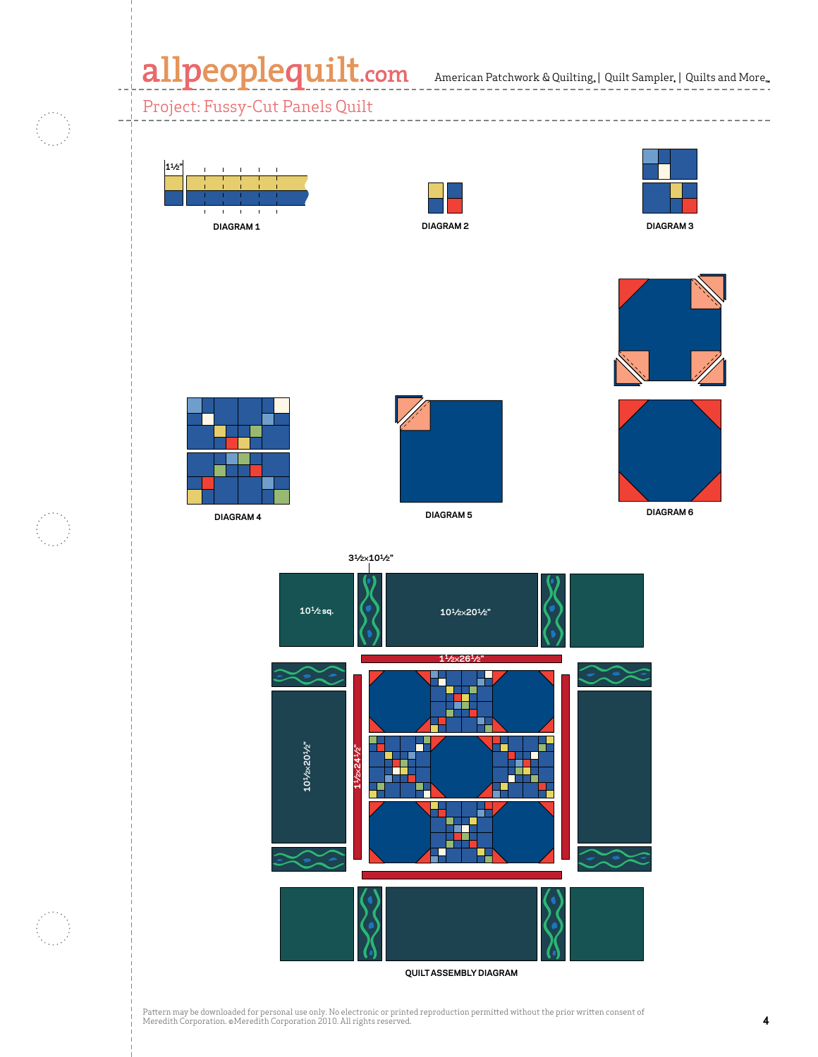Project: Fussy-Cut Panels Quilt

1½"

DIAGRAM 1

DIAGRAM 2

DIAGRAM 3

DIAGRAM 4

DIAGRAM 5

DIAGRAM 6

3½x10½"

10½ sq.

10½x20½"

1½x26½"

10½x20½"

1½x24½"

QUILT ASSEMBLY DIAGRAM

Pattern may be downloaded for personal use only. No electronic or printed reproduction permitted without the prior written consent of Meredith Corporation. ©Meredith Corporation 2010. All rights reserved.